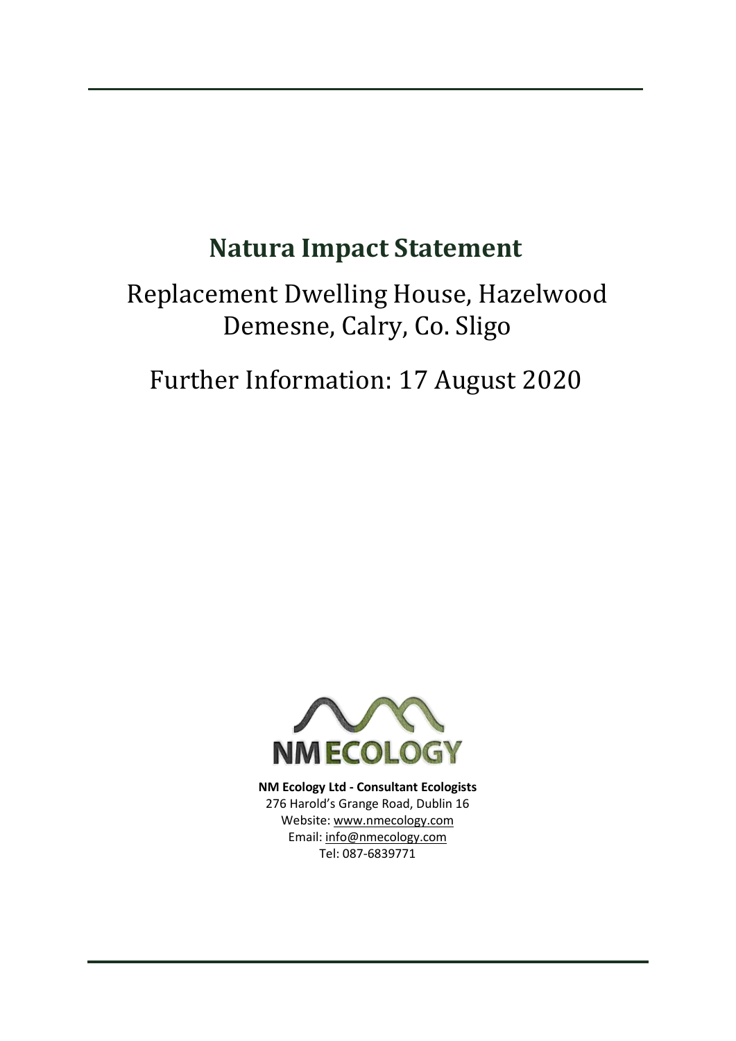# Natura Impact Statement

## Replacement Dwelling House, Hazelwood Demesne, Calry, Co. Sligo

## Further Information: 17 August 2020

NM ECOLOGY

**NM Ecology Ltd - Consultant Ecologists**
276 Harold's Grange Road, Dublin 16
Website: www.nmecology.com
Email: info@nmecology.com
Tel: 087-6839771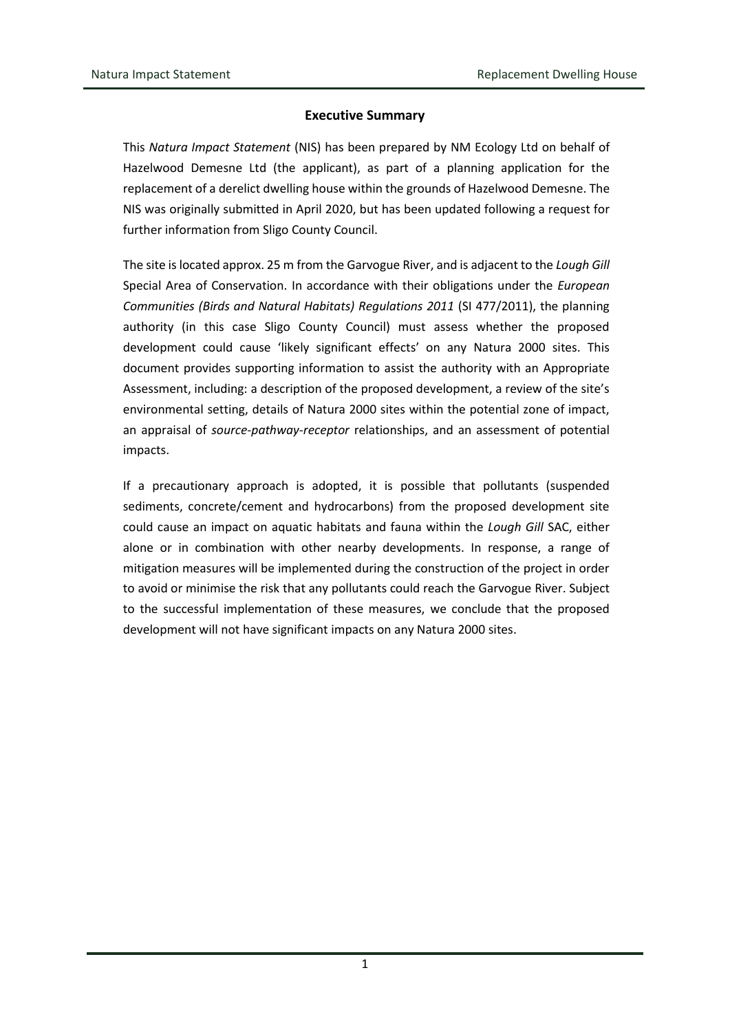## Executive Summary

This *Natura Impact Statement* (NIS) has been prepared by NM Ecology Ltd on behalf of Hazelwood Demesne Ltd (the applicant), as part of a planning application for the replacement of a derelict dwelling house within the grounds of Hazelwood Demesne. The NIS was originally submitted in April 2020, but has been updated following a request for further information from Sligo County Council.

The site is located approx. 25 m from the Garvogue River, and is adjacent to the *Lough Gill* Special Area of Conservation. In accordance with their obligations under the *European Communities (Birds and Natural Habitats) Regulations 2011* (SI 477/2011), the planning authority (in this case Sligo County Council) must assess whether the proposed development could cause 'likely significant effects' on any Natura 2000 sites. This document provides supporting information to assist the authority with an Appropriate Assessment, including: a description of the proposed development, a review of the site's environmental setting, details of Natura 2000 sites within the potential zone of impact, an appraisal of *source-pathway-receptor* relationships, and an assessment of potential impacts.

If a precautionary approach is adopted, it is possible that pollutants (suspended sediments, concrete/cement and hydrocarbons) from the proposed development site could cause an impact on aquatic habitats and fauna within the *Lough Gill* SAC, either alone or in combination with other nearby developments. In response, a range of mitigation measures will be implemented during the construction of the project in order to avoid or minimise the risk that any pollutants could reach the Garvogue River. Subject to the successful implementation of these measures, we conclude that the proposed development will not have significant impacts on any Natura 2000 sites.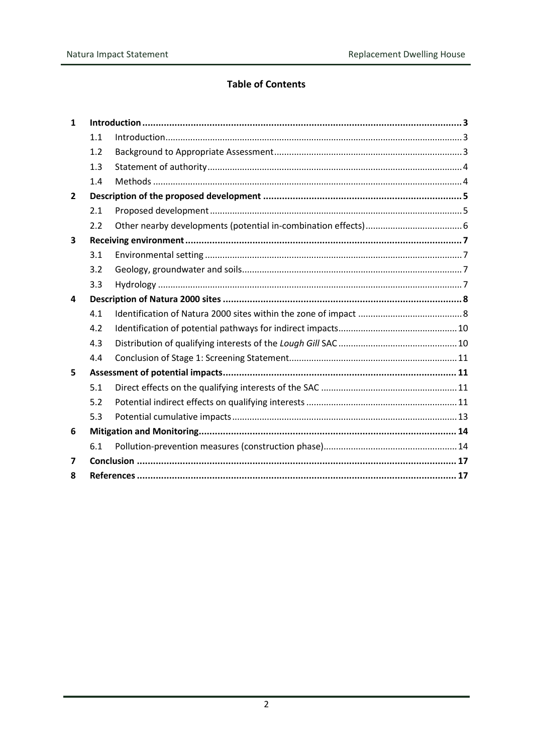**Table of Contents**

| | | | |
|---|---|---|---|
| **1** | **Introduction** | | **3** |
| | 1.1 | Introduction | 3 |
| | 1.2 | Background to Appropriate Assessment | 3 |
| | 1.3 | Statement of authority | 4 |
| | 1.4 | Methods | 4 |
| **2** | **Description of the proposed development** | | **5** |
| | 2.1 | Proposed development | 5 |
| | 2.2 | Other nearby developments (potential in-combination effects) | 6 |
| **3** | **Receiving environment** | | **7** |
| | 3.1 | Environmental setting | 7 |
| | 3.2 | Geology, groundwater and soils | 7 |
| | 3.3 | Hydrology | 7 |
| **4** | **Description of Natura 2000 sites** | | **8** |
| | 4.1 | Identification of Natura 2000 sites within the zone of impact | 8 |
| | 4.2 | Identification of potential pathways for indirect impacts | 10 |
| | 4.3 | Distribution of qualifying interests of the *Lough Gill* SAC | 10 |
| | 4.4 | Conclusion of Stage 1: Screening Statement | 11 |
| **5** | **Assessment of potential impacts** | | **11** |
| | 5.1 | Direct effects on the qualifying interests of the SAC | 11 |
| | 5.2 | Potential indirect effects on qualifying interests | 11 |
| | 5.3 | Potential cumulative impacts | 13 |
| **6** | **Mitigation and Monitoring** | | **14** |
| | 6.1 | Pollution-prevention measures (construction phase) | 14 |
| **7** | **Conclusion** | | **17** |
| **8** | **References** | | **17** |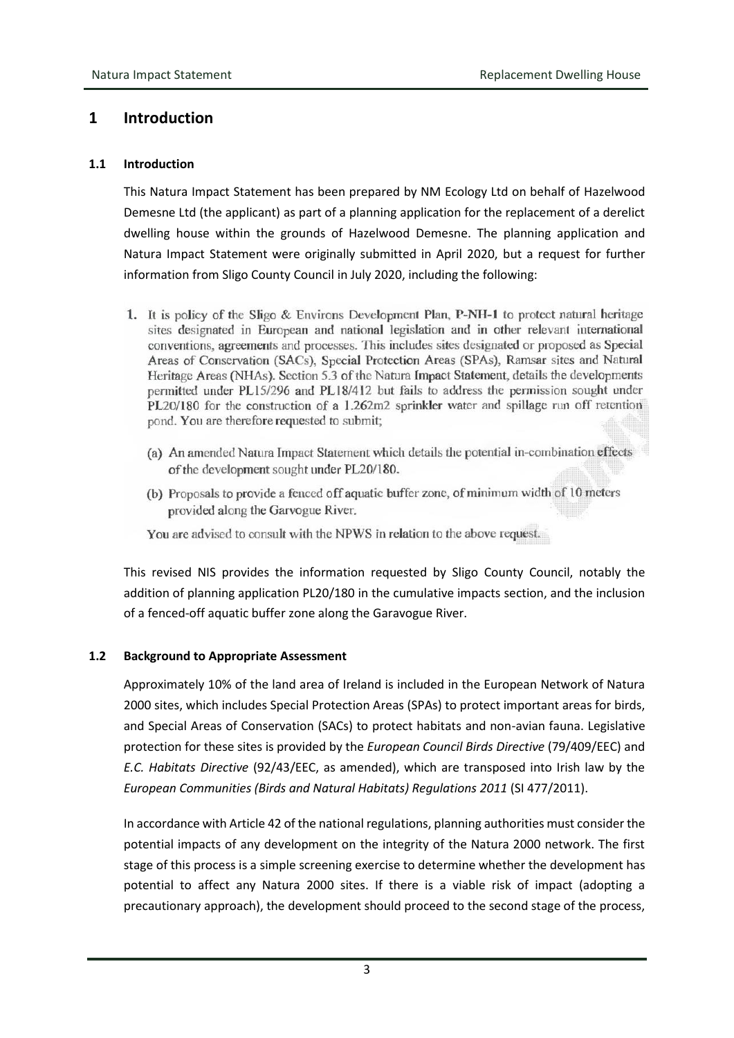# 1 Introduction

## 1.1 Introduction

This Natura Impact Statement has been prepared by NM Ecology Ltd on behalf of Hazelwood Demesne Ltd (the applicant) as part of a planning application for the replacement of a derelict dwelling house within the grounds of Hazelwood Demesne. The planning application and Natura Impact Statement were originally submitted in April 2020, but a request for further information from Sligo County Council in July 2020, including the following:

> 1. It is policy of the Sligo & Environs Development Plan, P-NH-1 to protect natural heritage sites designated in European and national legislation and in other relevant international conventions, agreements and processes. This includes sites designated or proposed as Special Areas of Conservation (SACs), Special Protection Areas (SPAs), Ramsar sites and Natural Heritage Areas (NHAs). Section 5.3 of the Natura Impact Statement, details the developments permitted under PL15/296 and PL18/412 but fails to address the permission sought under PL20/180 for the construction of a 1.262m2 sprinkler water and spillage run off retention pond. You are therefore requested to submit;
>
> (a) An amended Natura Impact Statement which details the potential in-combination effects of the development sought under PL20/180.
>
> (b) Proposals to provide a fenced off aquatic buffer zone, of minimum width of 10 meters provided along the Garvogue River.
>
> You are advised to consult with the NPWS in relation to the above request.

This revised NIS provides the information requested by Sligo County Council, notably the addition of planning application PL20/180 in the cumulative impacts section, and the inclusion of a fenced-off aquatic buffer zone along the Garavogue River.

## 1.2 Background to Appropriate Assessment

Approximately 10% of the land area of Ireland is included in the European Network of Natura 2000 sites, which includes Special Protection Areas (SPAs) to protect important areas for birds, and Special Areas of Conservation (SACs) to protect habitats and non-avian fauna. Legislative protection for these sites is provided by the *European Council Birds Directive* (79/409/EEC) and *E.C. Habitats Directive* (92/43/EEC, as amended), which are transposed into Irish law by the *European Communities (Birds and Natural Habitats) Regulations 2011* (SI 477/2011).

In accordance with Article 42 of the national regulations, planning authorities must consider the potential impacts of any development on the integrity of the Natura 2000 network. The first stage of this process is a simple screening exercise to determine whether the development has potential to affect any Natura 2000 sites. If there is a viable risk of impact (adopting a precautionary approach), the development should proceed to the second stage of the process,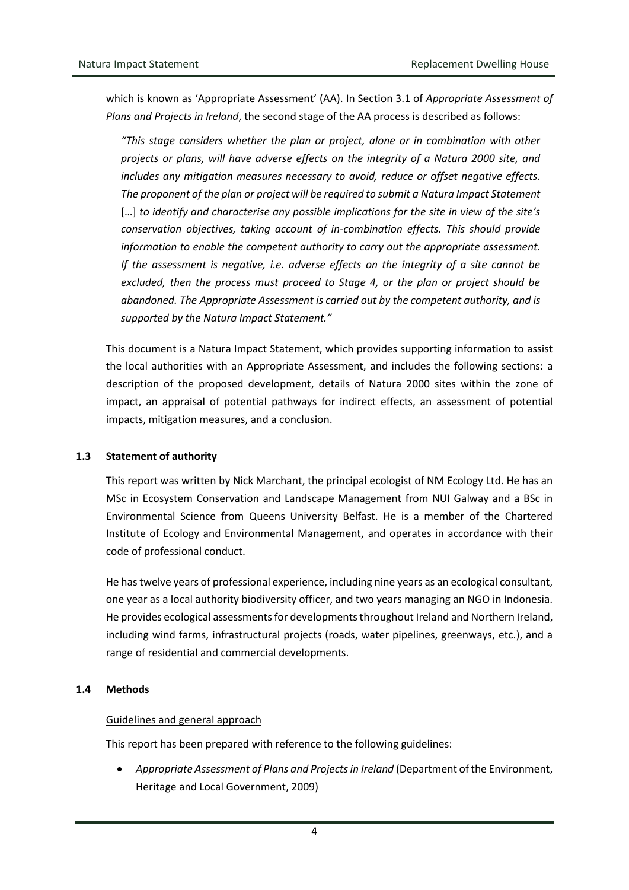which is known as 'Appropriate Assessment' (AA). In Section 3.1 of *Appropriate Assessment of Plans and Projects in Ireland*, the second stage of the AA process is described as follows:

> *"This stage considers whether the plan or project, alone or in combination with other projects or plans, will have adverse effects on the integrity of a Natura 2000 site, and includes any mitigation measures necessary to avoid, reduce or offset negative effects. The proponent of the plan or project will be required to submit a Natura Impact Statement* […] *to identify and characterise any possible implications for the site in view of the site's conservation objectives, taking account of in-combination effects. This should provide information to enable the competent authority to carry out the appropriate assessment. If the assessment is negative, i.e. adverse effects on the integrity of a site cannot be excluded, then the process must proceed to Stage 4, or the plan or project should be abandoned. The Appropriate Assessment is carried out by the competent authority, and is supported by the Natura Impact Statement."*

This document is a Natura Impact Statement, which provides supporting information to assist the local authorities with an Appropriate Assessment, and includes the following sections: a description of the proposed development, details of Natura 2000 sites within the zone of impact, an appraisal of potential pathways for indirect effects, an assessment of potential impacts, mitigation measures, and a conclusion.

### 1.3 Statement of authority

This report was written by Nick Marchant, the principal ecologist of NM Ecology Ltd. He has an MSc in Ecosystem Conservation and Landscape Management from NUI Galway and a BSc in Environmental Science from Queens University Belfast. He is a member of the Chartered Institute of Ecology and Environmental Management, and operates in accordance with their code of professional conduct.

He has twelve years of professional experience, including nine years as an ecological consultant, one year as a local authority biodiversity officer, and two years managing an NGO in Indonesia. He provides ecological assessments for developments throughout Ireland and Northern Ireland, including wind farms, infrastructural projects (roads, water pipelines, greenways, etc.), and a range of residential and commercial developments.

### 1.4 Methods

<u>Guidelines and general approach</u>

This report has been prepared with reference to the following guidelines:

- *Appropriate Assessment of Plans and Projects in Ireland* (Department of the Environment, Heritage and Local Government, 2009)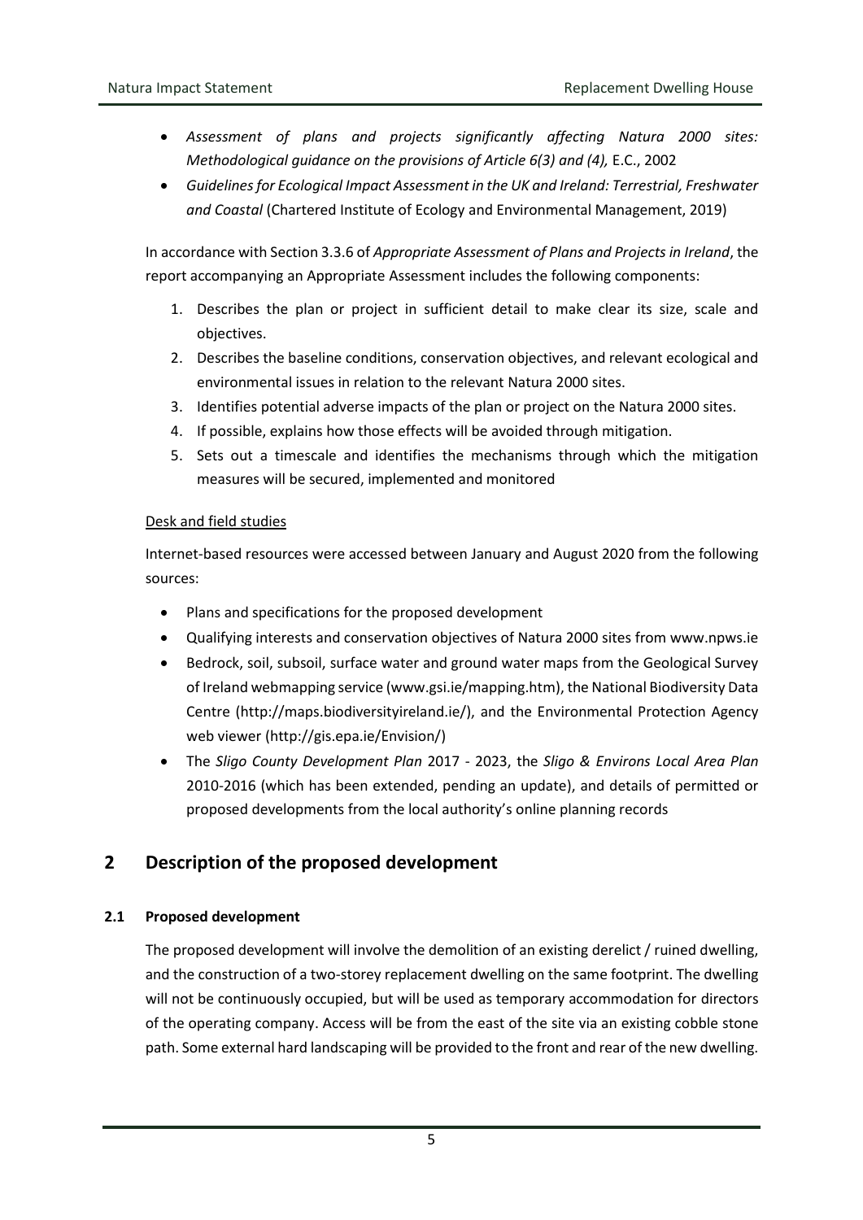- *Assessment of plans and projects significantly affecting Natura 2000 sites: Methodological guidance on the provisions of Article 6(3) and (4),* E.C., 2002
- *Guidelines for Ecological Impact Assessment in the UK and Ireland: Terrestrial, Freshwater and Coastal* (Chartered Institute of Ecology and Environmental Management, 2019)

In accordance with Section 3.3.6 of *Appropriate Assessment of Plans and Projects in Ireland*, the report accompanying an Appropriate Assessment includes the following components:

1. Describes the plan or project in sufficient detail to make clear its size, scale and objectives.
2. Describes the baseline conditions, conservation objectives, and relevant ecological and environmental issues in relation to the relevant Natura 2000 sites.
3. Identifies potential adverse impacts of the plan or project on the Natura 2000 sites.
4. If possible, explains how those effects will be avoided through mitigation.
5. Sets out a timescale and identifies the mechanisms through which the mitigation measures will be secured, implemented and monitored

<u>Desk and field studies</u>

Internet-based resources were accessed between January and August 2020 from the following sources:

- Plans and specifications for the proposed development
- Qualifying interests and conservation objectives of Natura 2000 sites from www.npws.ie
- Bedrock, soil, subsoil, surface water and ground water maps from the Geological Survey of Ireland webmapping service (www.gsi.ie/mapping.htm), the National Biodiversity Data Centre (http://maps.biodiversityireland.ie/), and the Environmental Protection Agency web viewer (http://gis.epa.ie/Envision/)
- The *Sligo County Development Plan* 2017 - 2023, the *Sligo & Environs Local Area Plan* 2010-2016 (which has been extended, pending an update), and details of permitted or proposed developments from the local authority's online planning records

## 2 Description of the proposed development

### 2.1 Proposed development

The proposed development will involve the demolition of an existing derelict / ruined dwelling, and the construction of a two-storey replacement dwelling on the same footprint. The dwelling will not be continuously occupied, but will be used as temporary accommodation for directors of the operating company. Access will be from the east of the site via an existing cobble stone path. Some external hard landscaping will be provided to the front and rear of the new dwelling.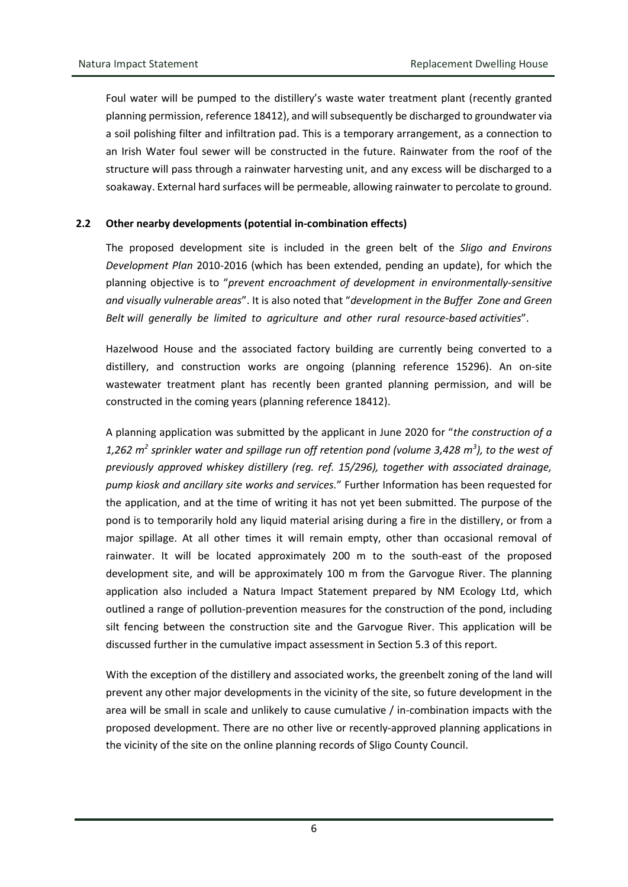Foul water will be pumped to the distillery's waste water treatment plant (recently granted planning permission, reference 18412), and will subsequently be discharged to groundwater via a soil polishing filter and infiltration pad. This is a temporary arrangement, as a connection to an Irish Water foul sewer will be constructed in the future. Rainwater from the roof of the structure will pass through a rainwater harvesting unit, and any excess will be discharged to a soakaway. External hard surfaces will be permeable, allowing rainwater to percolate to ground.

### 2.2 Other nearby developments (potential in-combination effects)

The proposed development site is included in the green belt of the *Sligo and Environs Development Plan* 2010-2016 (which has been extended, pending an update), for which the planning objective is to "*prevent encroachment of development in environmentally-sensitive and visually vulnerable areas*". It is also noted that "*development in the Buffer Zone and Green Belt will generally be limited to agriculture and other rural resource-based activities*".

Hazelwood House and the associated factory building are currently being converted to a distillery, and construction works are ongoing (planning reference 15296). An on-site wastewater treatment plant has recently been granted planning permission, and will be constructed in the coming years (planning reference 18412).

A planning application was submitted by the applicant in June 2020 for "*the construction of a 1,262 m$^2$ sprinkler water and spillage run off retention pond (volume 3,428 m$^3$), to the west of previously approved whiskey distillery (reg. ref. 15/296), together with associated drainage, pump kiosk and ancillary site works and services.*" Further Information has been requested for the application, and at the time of writing it has not yet been submitted. The purpose of the pond is to temporarily hold any liquid material arising during a fire in the distillery, or from a major spillage. At all other times it will remain empty, other than occasional removal of rainwater. It will be located approximately 200 m to the south-east of the proposed development site, and will be approximately 100 m from the Garvogue River. The planning application also included a Natura Impact Statement prepared by NM Ecology Ltd, which outlined a range of pollution-prevention measures for the construction of the pond, including silt fencing between the construction site and the Garvogue River. This application will be discussed further in the cumulative impact assessment in Section 5.3 of this report.

With the exception of the distillery and associated works, the greenbelt zoning of the land will prevent any other major developments in the vicinity of the site, so future development in the area will be small in scale and unlikely to cause cumulative / in-combination impacts with the proposed development. There are no other live or recently-approved planning applications in the vicinity of the site on the online planning records of Sligo County Council.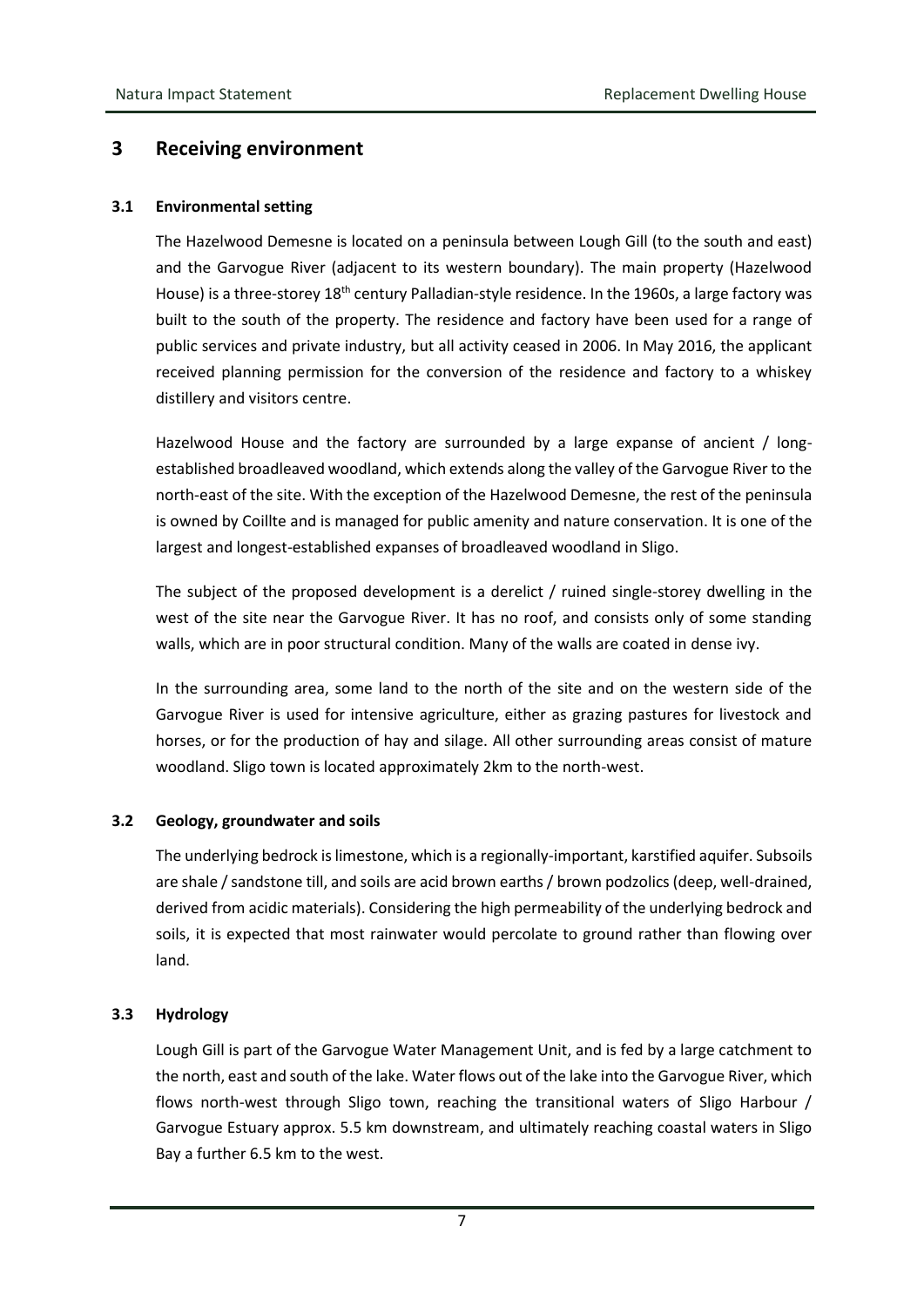## 3 Receiving environment

### 3.1 Environmental setting

The Hazelwood Demesne is located on a peninsula between Lough Gill (to the south and east) and the Garvogue River (adjacent to its western boundary). The main property (Hazelwood House) is a three-storey 18th century Palladian-style residence. In the 1960s, a large factory was built to the south of the property. The residence and factory have been used for a range of public services and private industry, but all activity ceased in 2006. In May 2016, the applicant received planning permission for the conversion of the residence and factory to a whiskey distillery and visitors centre.

Hazelwood House and the factory are surrounded by a large expanse of ancient / long-established broadleaved woodland, which extends along the valley of the Garvogue River to the north-east of the site. With the exception of the Hazelwood Demesne, the rest of the peninsula is owned by Coillte and is managed for public amenity and nature conservation. It is one of the largest and longest-established expanses of broadleaved woodland in Sligo.

The subject of the proposed development is a derelict / ruined single-storey dwelling in the west of the site near the Garvogue River. It has no roof, and consists only of some standing walls, which are in poor structural condition. Many of the walls are coated in dense ivy.

In the surrounding area, some land to the north of the site and on the western side of the Garvogue River is used for intensive agriculture, either as grazing pastures for livestock and horses, or for the production of hay and silage. All other surrounding areas consist of mature woodland. Sligo town is located approximately 2km to the north-west.

### 3.2 Geology, groundwater and soils

The underlying bedrock is limestone, which is a regionally-important, karstified aquifer. Subsoils are shale / sandstone till, and soils are acid brown earths / brown podzolics (deep, well-drained, derived from acidic materials). Considering the high permeability of the underlying bedrock and soils, it is expected that most rainwater would percolate to ground rather than flowing over land.

### 3.3 Hydrology

Lough Gill is part of the Garvogue Water Management Unit, and is fed by a large catchment to the north, east and south of the lake. Water flows out of the lake into the Garvogue River, which flows north-west through Sligo town, reaching the transitional waters of Sligo Harbour / Garvogue Estuary approx. 5.5 km downstream, and ultimately reaching coastal waters in Sligo Bay a further 6.5 km to the west.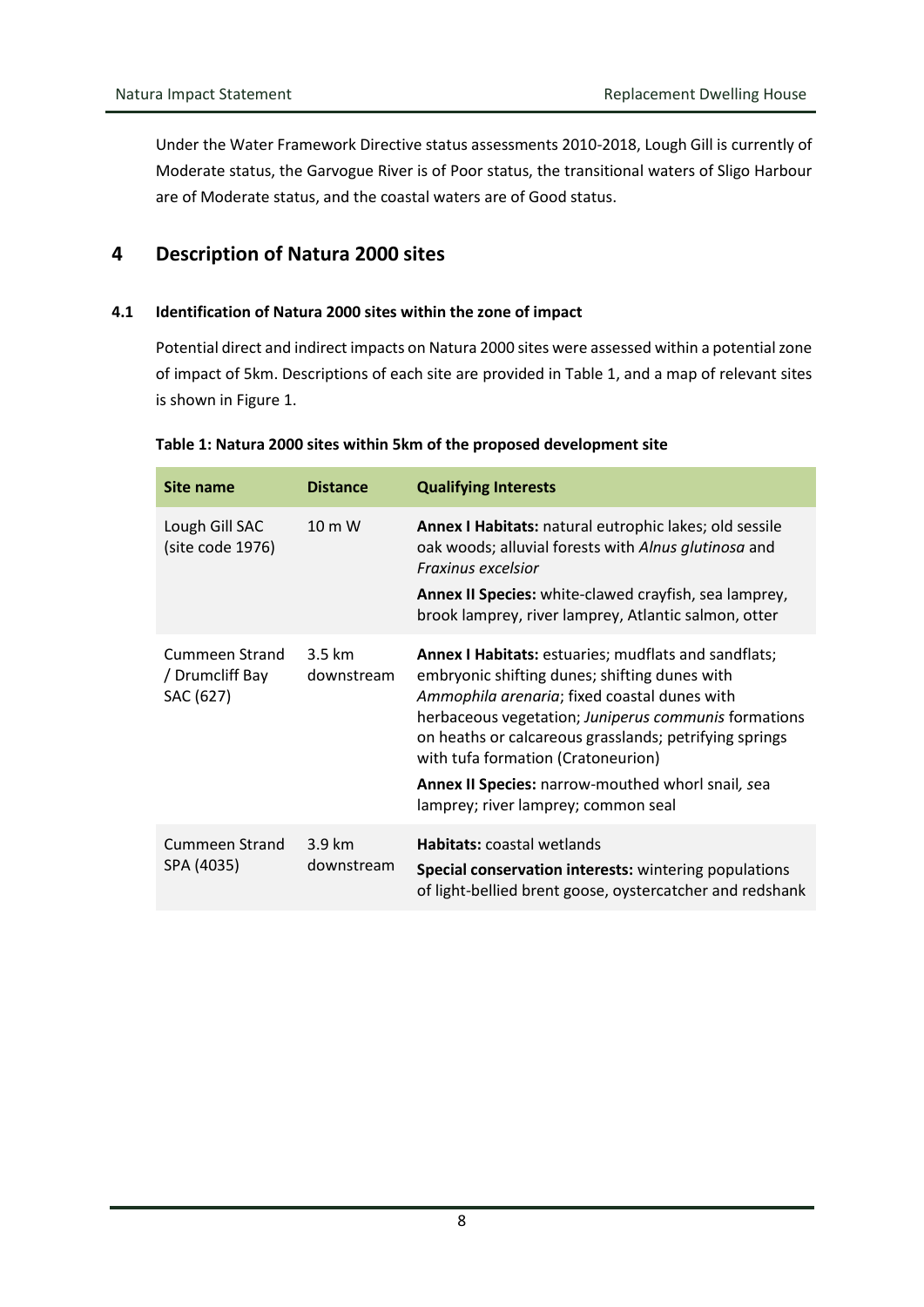Under the Water Framework Directive status assessments 2010-2018, Lough Gill is currently of Moderate status, the Garvogue River is of Poor status, the transitional waters of Sligo Harbour are of Moderate status, and the coastal waters are of Good status.

# 4 Description of Natura 2000 sites

## 4.1 Identification of Natura 2000 sites within the zone of impact

Potential direct and indirect impacts on Natura 2000 sites were assessed within a potential zone of impact of 5km. Descriptions of each site are provided in Table 1, and a map of relevant sites is shown in Figure 1.

**Table 1: Natura 2000 sites within 5km of the proposed development site**

| Site name | Distance | Qualifying Interests |
|---|---|---|
| Lough Gill SAC (site code 1976) | 10 m W | **Annex I Habitats:** natural eutrophic lakes; old sessile oak woods; alluvial forests with *Alnus glutinosa* and *Fraxinus excelsior*<br>**Annex II Species:** white-clawed crayfish, sea lamprey, brook lamprey, river lamprey, Atlantic salmon, otter |
| Cummeen Strand / Drumcliff Bay SAC (627) | 3.5 km downstream | **Annex I Habitats:** estuaries; mudflats and sandflats; embryonic shifting dunes; shifting dunes with *Ammophila arenaria*; fixed coastal dunes with herbaceous vegetation; *Juniperus communis* formations on heaths or calcareous grasslands; petrifying springs with tufa formation (Cratoneurion)<br>**Annex II Species:** narrow-mouthed whorl snail, sea lamprey; river lamprey; common seal |
| Cummeen Strand SPA (4035) | 3.9 km downstream | **Habitats:** coastal wetlands<br>**Special conservation interests:** wintering populations of light-bellied brent goose, oystercatcher and redshank |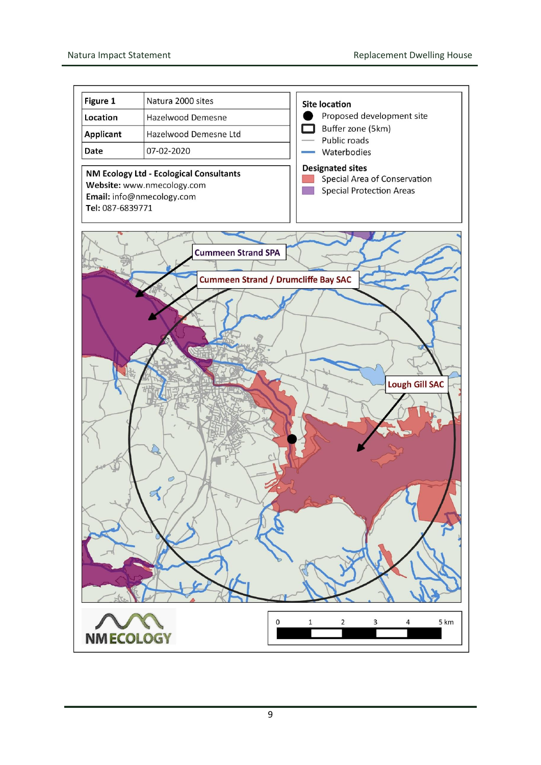| Figure 1 | Natura 2000 sites |
| --- | --- |
| Location | Hazelwood Demesne |
| Applicant | Hazelwood Demesne Ltd |
| Date | 07-02-2020 |

**NM Ecology Ltd - Ecological Consultants**
**Website:** www.nmecology.com
**Email:** info@nmecology.com
**Tel:** 087-6839771

**Site location**
- Proposed development site
- Buffer zone (5km)
- Public roads
- Waterbodies

**Designated sites**
- Special Area of Conservation
- Special Protection Areas

Cummeen Strand SPA

Cummeen Strand / Drumcliffe Bay SAC

Lough Gill SAC

0 1 2 3 4 5 km

NM ECOLOGY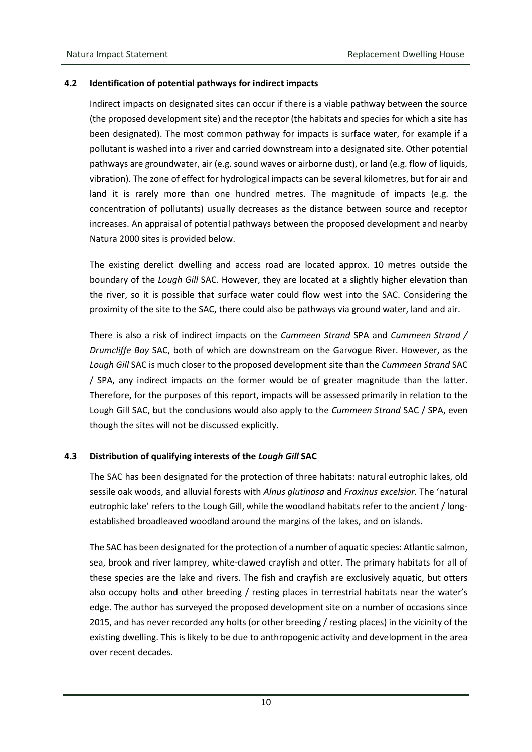### 4.2 Identification of potential pathways for indirect impacts

Indirect impacts on designated sites can occur if there is a viable pathway between the source (the proposed development site) and the receptor (the habitats and species for which a site has been designated). The most common pathway for impacts is surface water, for example if a pollutant is washed into a river and carried downstream into a designated site. Other potential pathways are groundwater, air (e.g. sound waves or airborne dust), or land (e.g. flow of liquids, vibration). The zone of effect for hydrological impacts can be several kilometres, but for air and land it is rarely more than one hundred metres. The magnitude of impacts (e.g. the concentration of pollutants) usually decreases as the distance between source and receptor increases. An appraisal of potential pathways between the proposed development and nearby Natura 2000 sites is provided below.

The existing derelict dwelling and access road are located approx. 10 metres outside the boundary of the *Lough Gill* SAC. However, they are located at a slightly higher elevation than the river, so it is possible that surface water could flow west into the SAC. Considering the proximity of the site to the SAC, there could also be pathways via ground water, land and air.

There is also a risk of indirect impacts on the *Cummeen Strand* SPA and *Cummeen Strand / Drumcliffe Bay* SAC, both of which are downstream on the Garvogue River. However, as the *Lough Gill* SAC is much closer to the proposed development site than the *Cummeen Strand* SAC / SPA, any indirect impacts on the former would be of greater magnitude than the latter. Therefore, for the purposes of this report, impacts will be assessed primarily in relation to the Lough Gill SAC, but the conclusions would also apply to the *Cummeen Strand* SAC / SPA, even though the sites will not be discussed explicitly.

### 4.3 Distribution of qualifying interests of the *Lough Gill* SAC

The SAC has been designated for the protection of three habitats: natural eutrophic lakes, old sessile oak woods, and alluvial forests with *Alnus glutinosa* and *Fraxinus excelsior.* The 'natural eutrophic lake' refers to the Lough Gill, while the woodland habitats refer to the ancient / long-established broadleaved woodland around the margins of the lakes, and on islands.

The SAC has been designated for the protection of a number of aquatic species: Atlantic salmon, sea, brook and river lamprey, white-clawed crayfish and otter. The primary habitats for all of these species are the lake and rivers. The fish and crayfish are exclusively aquatic, but otters also occupy holts and other breeding / resting places in terrestrial habitats near the water's edge. The author has surveyed the proposed development site on a number of occasions since 2015, and has never recorded any holts (or other breeding / resting places) in the vicinity of the existing dwelling. This is likely to be due to anthropogenic activity and development in the area over recent decades.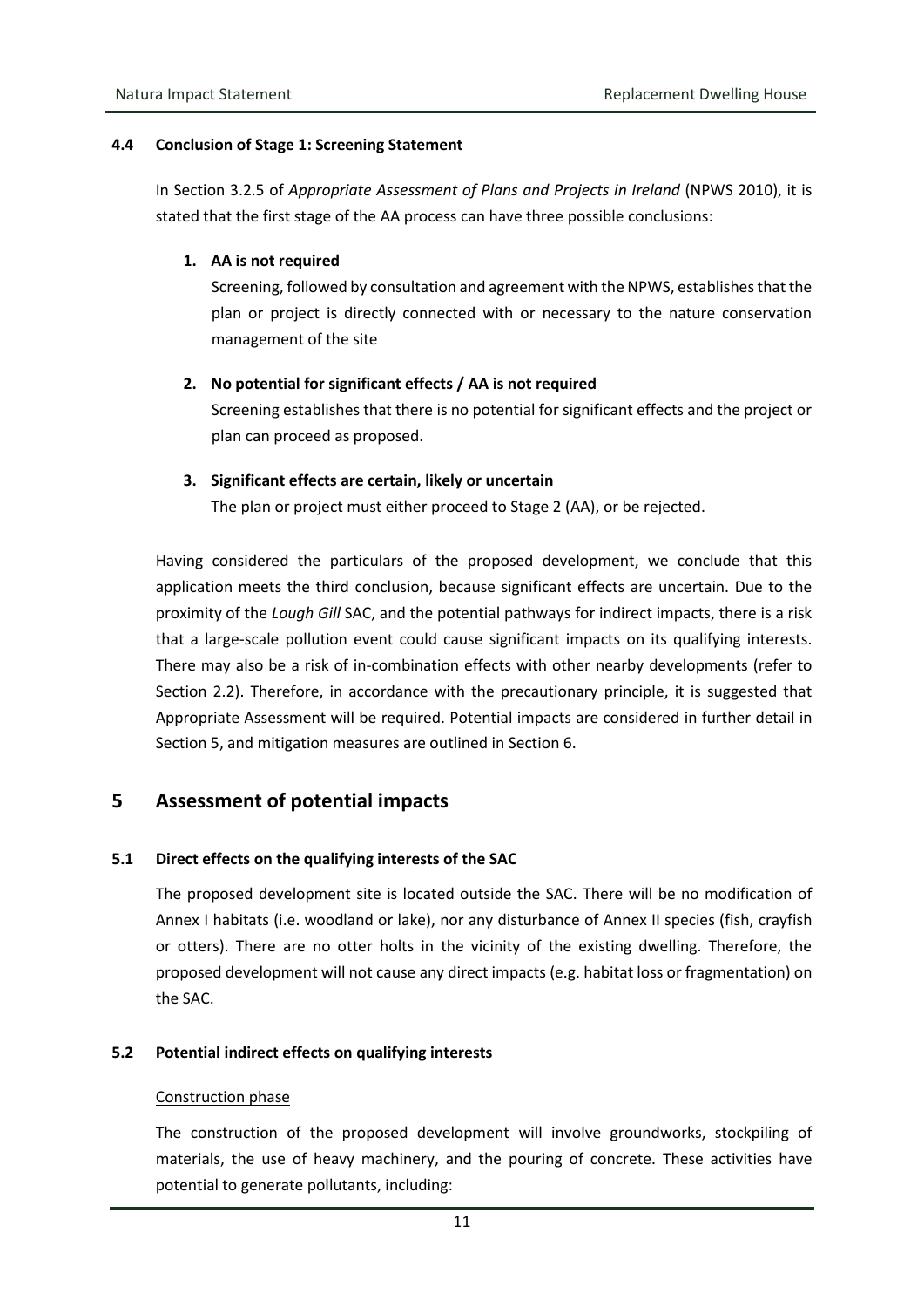### 4.4 Conclusion of Stage 1: Screening Statement

In Section 3.2.5 of *Appropriate Assessment of Plans and Projects in Ireland* (NPWS 2010), it is stated that the first stage of the AA process can have three possible conclusions:

1. **AA is not required**
   Screening, followed by consultation and agreement with the NPWS, establishes that the plan or project is directly connected with or necessary to the nature conservation management of the site

2. **No potential for significant effects / AA is not required**
   Screening establishes that there is no potential for significant effects and the project or plan can proceed as proposed.

3. **Significant effects are certain, likely or uncertain**
   The plan or project must either proceed to Stage 2 (AA), or be rejected.

Having considered the particulars of the proposed development, we conclude that this application meets the third conclusion, because significant effects are uncertain. Due to the proximity of the *Lough Gill* SAC, and the potential pathways for indirect impacts, there is a risk that a large-scale pollution event could cause significant impacts on its qualifying interests. There may also be a risk of in-combination effects with other nearby developments (refer to Section 2.2). Therefore, in accordance with the precautionary principle, it is suggested that Appropriate Assessment will be required. Potential impacts are considered in further detail in Section 5, and mitigation measures are outlined in Section 6.

## 5 Assessment of potential impacts

### 5.1 Direct effects on the qualifying interests of the SAC

The proposed development site is located outside the SAC. There will be no modification of Annex I habitats (i.e. woodland or lake), nor any disturbance of Annex II species (fish, crayfish or otters). There are no otter holts in the vicinity of the existing dwelling. Therefore, the proposed development will not cause any direct impacts (e.g. habitat loss or fragmentation) on the SAC.

### 5.2 Potential indirect effects on qualifying interests

<u>Construction phase</u>

The construction of the proposed development will involve groundworks, stockpiling of materials, the use of heavy machinery, and the pouring of concrete. These activities have potential to generate pollutants, including: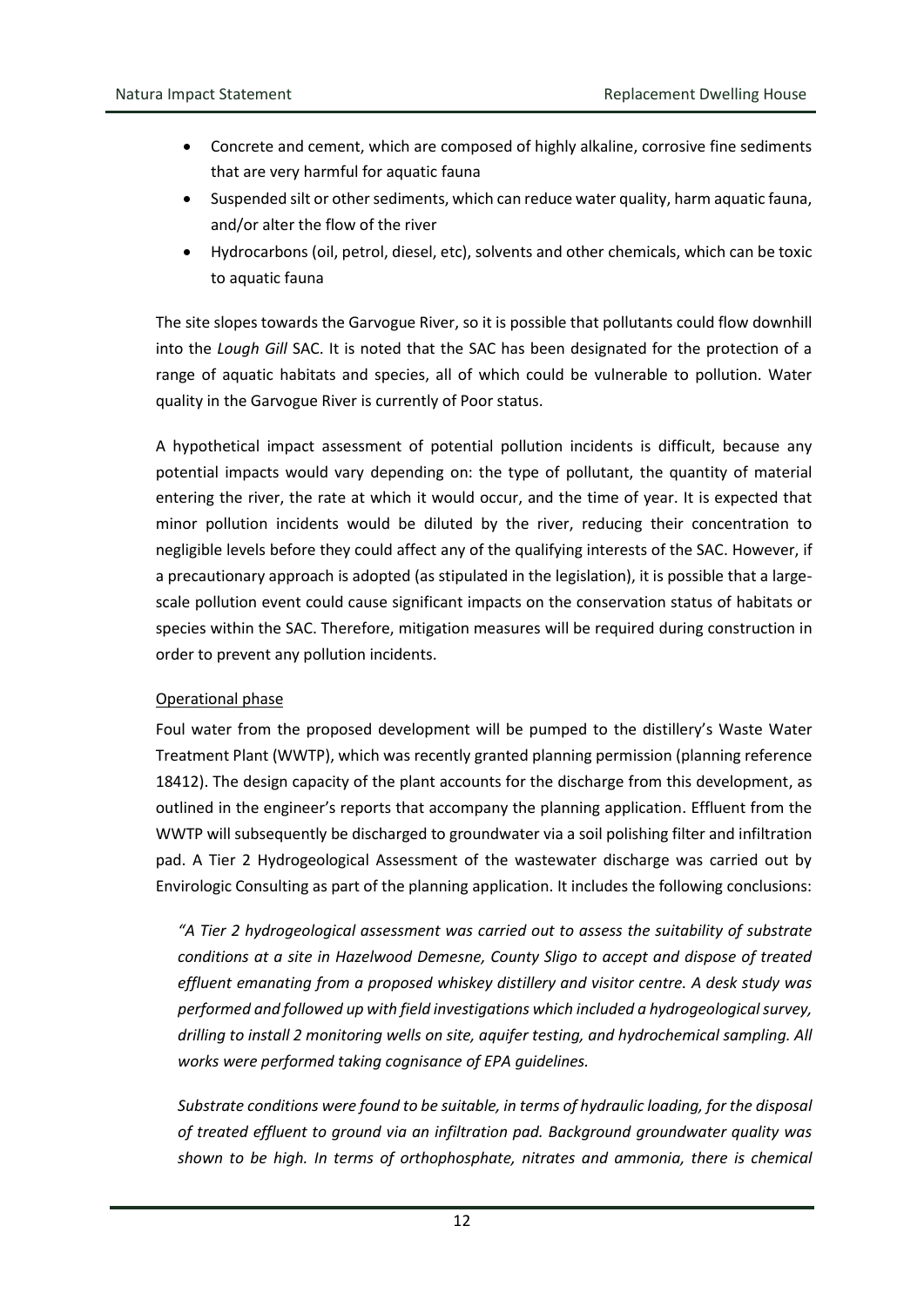- Concrete and cement, which are composed of highly alkaline, corrosive fine sediments that are very harmful for aquatic fauna
- Suspended silt or other sediments, which can reduce water quality, harm aquatic fauna, and/or alter the flow of the river
- Hydrocarbons (oil, petrol, diesel, etc), solvents and other chemicals, which can be toxic to aquatic fauna

The site slopes towards the Garvogue River, so it is possible that pollutants could flow downhill into the *Lough Gill* SAC. It is noted that the SAC has been designated for the protection of a range of aquatic habitats and species, all of which could be vulnerable to pollution. Water quality in the Garvogue River is currently of Poor status.

A hypothetical impact assessment of potential pollution incidents is difficult, because any potential impacts would vary depending on: the type of pollutant, the quantity of material entering the river, the rate at which it would occur, and the time of year. It is expected that minor pollution incidents would be diluted by the river, reducing their concentration to negligible levels before they could affect any of the qualifying interests of the SAC. However, if a precautionary approach is adopted (as stipulated in the legislation), it is possible that a large-scale pollution event could cause significant impacts on the conservation status of habitats or species within the SAC. Therefore, mitigation measures will be required during construction in order to prevent any pollution incidents.

<u>Operational phase</u>

Foul water from the proposed development will be pumped to the distillery's Waste Water Treatment Plant (WWTP), which was recently granted planning permission (planning reference 18412). The design capacity of the plant accounts for the discharge from this development, as outlined in the engineer's reports that accompany the planning application. Effluent from the WWTP will subsequently be discharged to groundwater via a soil polishing filter and infiltration pad. A Tier 2 Hydrogeological Assessment of the wastewater discharge was carried out by Envirologic Consulting as part of the planning application. It includes the following conclusions:

*"A Tier 2 hydrogeological assessment was carried out to assess the suitability of substrate conditions at a site in Hazelwood Demesne, County Sligo to accept and dispose of treated effluent emanating from a proposed whiskey distillery and visitor centre. A desk study was performed and followed up with field investigations which included a hydrogeological survey, drilling to install 2 monitoring wells on site, aquifer testing, and hydrochemical sampling. All works were performed taking cognisance of EPA guidelines.*

*Substrate conditions were found to be suitable, in terms of hydraulic loading, for the disposal of treated effluent to ground via an infiltration pad. Background groundwater quality was shown to be high. In terms of orthophosphate, nitrates and ammonia, there is chemical*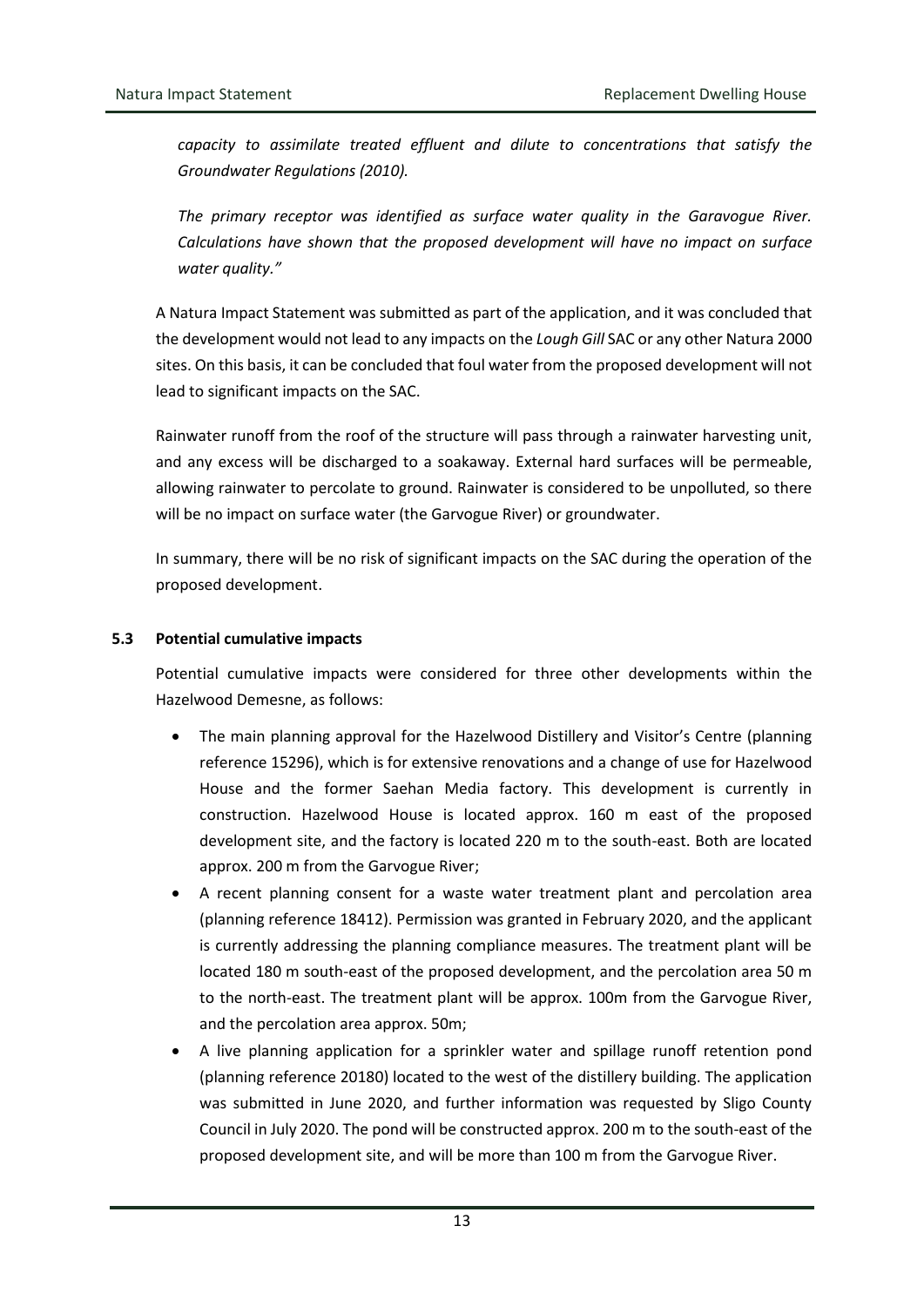*capacity to assimilate treated effluent and dilute to concentrations that satisfy the Groundwater Regulations (2010).*

*The primary receptor was identified as surface water quality in the Garavogue River. Calculations have shown that the proposed development will have no impact on surface water quality."*

A Natura Impact Statement was submitted as part of the application, and it was concluded that the development would not lead to any impacts on the *Lough Gill* SAC or any other Natura 2000 sites. On this basis, it can be concluded that foul water from the proposed development will not lead to significant impacts on the SAC.

Rainwater runoff from the roof of the structure will pass through a rainwater harvesting unit, and any excess will be discharged to a soakaway. External hard surfaces will be permeable, allowing rainwater to percolate to ground. Rainwater is considered to be unpolluted, so there will be no impact on surface water (the Garvogue River) or groundwater.

In summary, there will be no risk of significant impacts on the SAC during the operation of the proposed development.

### 5.3 Potential cumulative impacts

Potential cumulative impacts were considered for three other developments within the Hazelwood Demesne, as follows:

- The main planning approval for the Hazelwood Distillery and Visitor's Centre (planning reference 15296), which is for extensive renovations and a change of use for Hazelwood House and the former Saehan Media factory. This development is currently in construction. Hazelwood House is located approx. 160 m east of the proposed development site, and the factory is located 220 m to the south-east. Both are located approx. 200 m from the Garvogue River;
- A recent planning consent for a waste water treatment plant and percolation area (planning reference 18412). Permission was granted in February 2020, and the applicant is currently addressing the planning compliance measures. The treatment plant will be located 180 m south-east of the proposed development, and the percolation area 50 m to the north-east. The treatment plant will be approx. 100m from the Garvogue River, and the percolation area approx. 50m;
- A live planning application for a sprinkler water and spillage runoff retention pond (planning reference 20180) located to the west of the distillery building. The application was submitted in June 2020, and further information was requested by Sligo County Council in July 2020. The pond will be constructed approx. 200 m to the south-east of the proposed development site, and will be more than 100 m from the Garvogue River.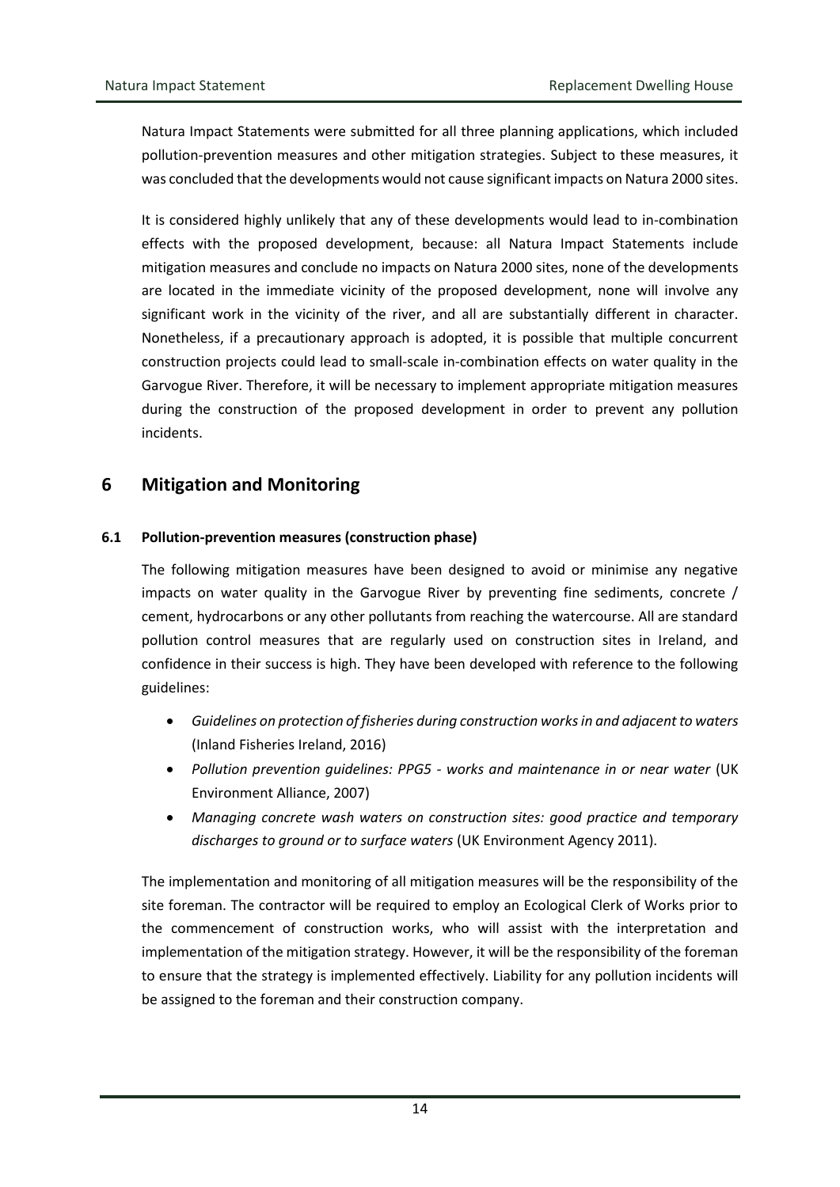Natura Impact Statements were submitted for all three planning applications, which included pollution-prevention measures and other mitigation strategies. Subject to these measures, it was concluded that the developments would not cause significant impacts on Natura 2000 sites.

It is considered highly unlikely that any of these developments would lead to in-combination effects with the proposed development, because: all Natura Impact Statements include mitigation measures and conclude no impacts on Natura 2000 sites, none of the developments are located in the immediate vicinity of the proposed development, none will involve any significant work in the vicinity of the river, and all are substantially different in character. Nonetheless, if a precautionary approach is adopted, it is possible that multiple concurrent construction projects could lead to small-scale in-combination effects on water quality in the Garvogue River. Therefore, it will be necessary to implement appropriate mitigation measures during the construction of the proposed development in order to prevent any pollution incidents.

# 6 Mitigation and Monitoring

### 6.1 Pollution-prevention measures (construction phase)

The following mitigation measures have been designed to avoid or minimise any negative impacts on water quality in the Garvogue River by preventing fine sediments, concrete / cement, hydrocarbons or any other pollutants from reaching the watercourse. All are standard pollution control measures that are regularly used on construction sites in Ireland, and confidence in their success is high. They have been developed with reference to the following guidelines:

- *Guidelines on protection of fisheries during construction works in and adjacent to waters* (Inland Fisheries Ireland, 2016)
- *Pollution prevention guidelines: PPG5 - works and maintenance in or near water* (UK Environment Alliance, 2007)
- *Managing concrete wash waters on construction sites: good practice and temporary discharges to ground or to surface waters* (UK Environment Agency 2011).

The implementation and monitoring of all mitigation measures will be the responsibility of the site foreman. The contractor will be required to employ an Ecological Clerk of Works prior to the commencement of construction works, who will assist with the interpretation and implementation of the mitigation strategy. However, it will be the responsibility of the foreman to ensure that the strategy is implemented effectively. Liability for any pollution incidents will be assigned to the foreman and their construction company.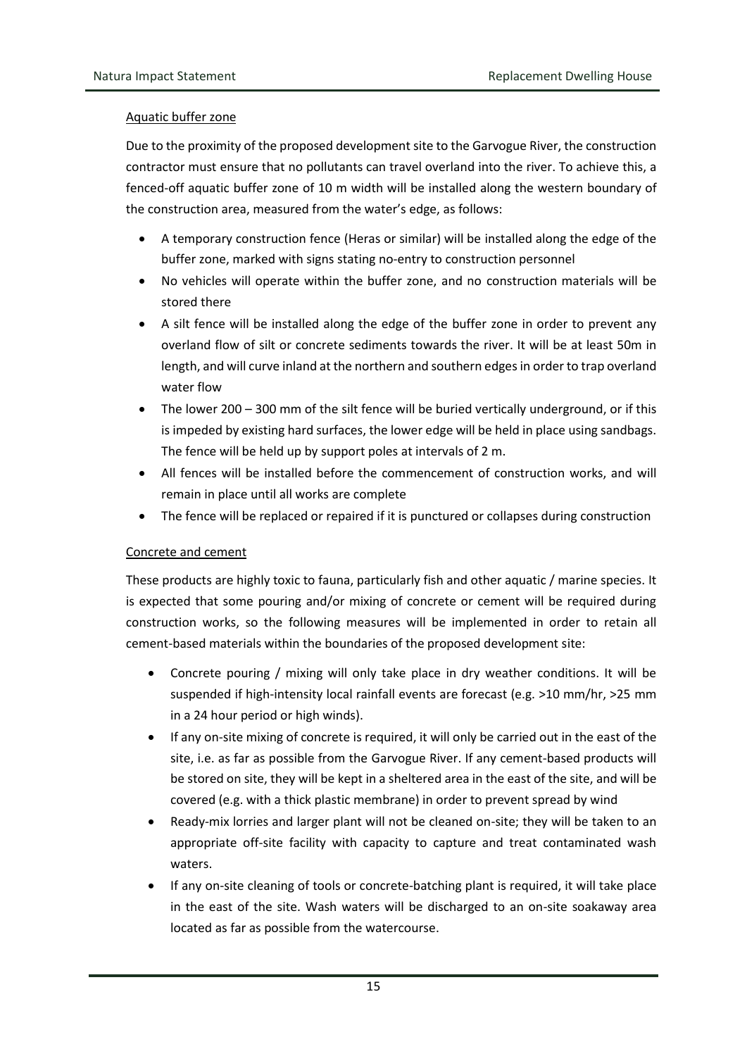Aquatic buffer zone

Due to the proximity of the proposed development site to the Garvogue River, the construction contractor must ensure that no pollutants can travel overland into the river. To achieve this, a fenced-off aquatic buffer zone of 10 m width will be installed along the western boundary of the construction area, measured from the water's edge, as follows:

- A temporary construction fence (Heras or similar) will be installed along the edge of the buffer zone, marked with signs stating no-entry to construction personnel
- No vehicles will operate within the buffer zone, and no construction materials will be stored there
- A silt fence will be installed along the edge of the buffer zone in order to prevent any overland flow of silt or concrete sediments towards the river. It will be at least 50m in length, and will curve inland at the northern and southern edges in order to trap overland water flow
- The lower 200 – 300 mm of the silt fence will be buried vertically underground, or if this is impeded by existing hard surfaces, the lower edge will be held in place using sandbags. The fence will be held up by support poles at intervals of 2 m.
- All fences will be installed before the commencement of construction works, and will remain in place until all works are complete
- The fence will be replaced or repaired if it is punctured or collapses during construction

Concrete and cement

These products are highly toxic to fauna, particularly fish and other aquatic / marine species. It is expected that some pouring and/or mixing of concrete or cement will be required during construction works, so the following measures will be implemented in order to retain all cement-based materials within the boundaries of the proposed development site:

- Concrete pouring / mixing will only take place in dry weather conditions. It will be suspended if high-intensity local rainfall events are forecast (e.g. >10 mm/hr, >25 mm in a 24 hour period or high winds).
- If any on-site mixing of concrete is required, it will only be carried out in the east of the site, i.e. as far as possible from the Garvogue River. If any cement-based products will be stored on site, they will be kept in a sheltered area in the east of the site, and will be covered (e.g. with a thick plastic membrane) in order to prevent spread by wind
- Ready-mix lorries and larger plant will not be cleaned on-site; they will be taken to an appropriate off-site facility with capacity to capture and treat contaminated wash waters.
- If any on-site cleaning of tools or concrete-batching plant is required, it will take place in the east of the site. Wash waters will be discharged to an on-site soakaway area located as far as possible from the watercourse.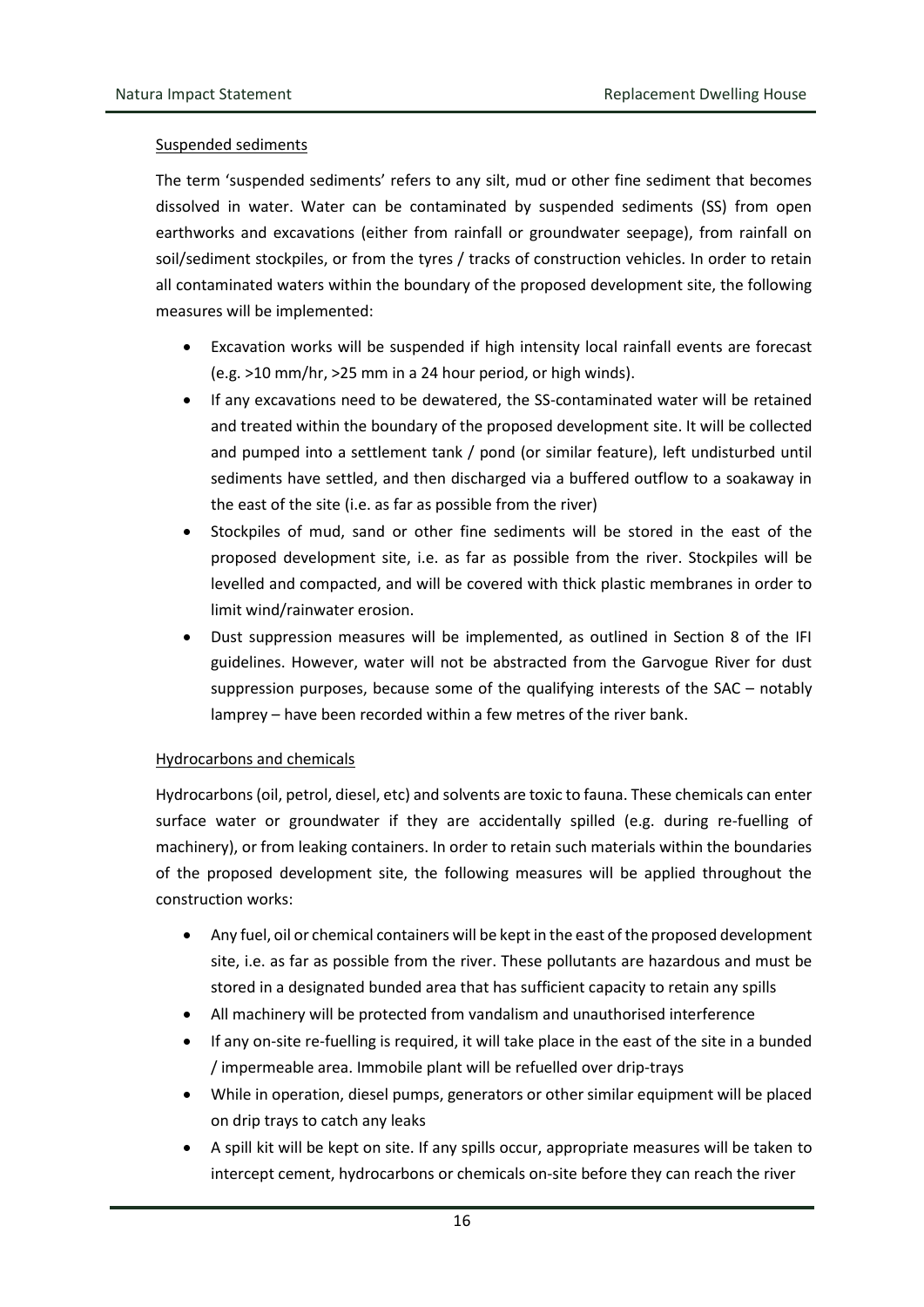Suspended sediments

The term 'suspended sediments' refers to any silt, mud or other fine sediment that becomes dissolved in water. Water can be contaminated by suspended sediments (SS) from open earthworks and excavations (either from rainfall or groundwater seepage), from rainfall on soil/sediment stockpiles, or from the tyres / tracks of construction vehicles. In order to retain all contaminated waters within the boundary of the proposed development site, the following measures will be implemented:

- Excavation works will be suspended if high intensity local rainfall events are forecast (e.g. >10 mm/hr, >25 mm in a 24 hour period, or high winds).
- If any excavations need to be dewatered, the SS-contaminated water will be retained and treated within the boundary of the proposed development site. It will be collected and pumped into a settlement tank / pond (or similar feature), left undisturbed until sediments have settled, and then discharged via a buffered outflow to a soakaway in the east of the site (i.e. as far as possible from the river)
- Stockpiles of mud, sand or other fine sediments will be stored in the east of the proposed development site, i.e. as far as possible from the river. Stockpiles will be levelled and compacted, and will be covered with thick plastic membranes in order to limit wind/rainwater erosion.
- Dust suppression measures will be implemented, as outlined in Section 8 of the IFI guidelines. However, water will not be abstracted from the Garvogue River for dust suppression purposes, because some of the qualifying interests of the SAC – notably lamprey – have been recorded within a few metres of the river bank.

Hydrocarbons and chemicals

Hydrocarbons (oil, petrol, diesel, etc) and solvents are toxic to fauna. These chemicals can enter surface water or groundwater if they are accidentally spilled (e.g. during re-fuelling of machinery), or from leaking containers. In order to retain such materials within the boundaries of the proposed development site, the following measures will be applied throughout the construction works:

- Any fuel, oil or chemical containers will be kept in the east of the proposed development site, i.e. as far as possible from the river. These pollutants are hazardous and must be stored in a designated bunded area that has sufficient capacity to retain any spills
- All machinery will be protected from vandalism and unauthorised interference
- If any on-site re-fuelling is required, it will take place in the east of the site in a bunded / impermeable area. Immobile plant will be refuelled over drip-trays
- While in operation, diesel pumps, generators or other similar equipment will be placed on drip trays to catch any leaks
- A spill kit will be kept on site. If any spills occur, appropriate measures will be taken to intercept cement, hydrocarbons or chemicals on-site before they can reach the river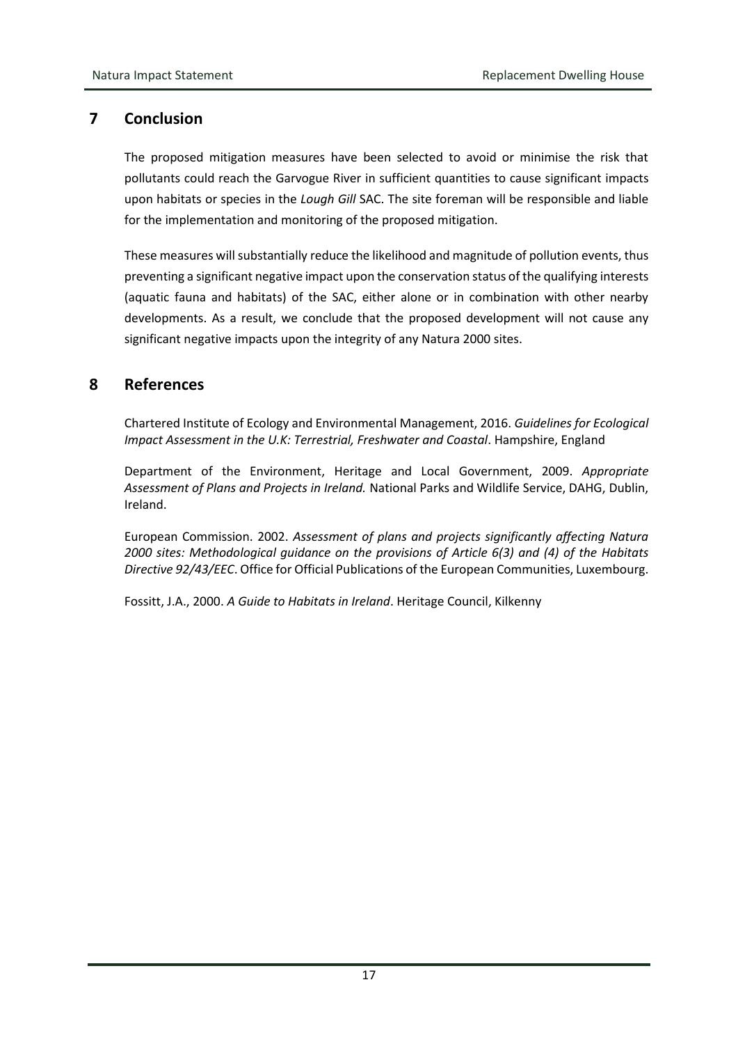## 7 Conclusion

The proposed mitigation measures have been selected to avoid or minimise the risk that pollutants could reach the Garvogue River in sufficient quantities to cause significant impacts upon habitats or species in the *Lough Gill* SAC. The site foreman will be responsible and liable for the implementation and monitoring of the proposed mitigation.

These measures will substantially reduce the likelihood and magnitude of pollution events, thus preventing a significant negative impact upon the conservation status of the qualifying interests (aquatic fauna and habitats) of the SAC, either alone or in combination with other nearby developments. As a result, we conclude that the proposed development will not cause any significant negative impacts upon the integrity of any Natura 2000 sites.

## 8 References

Chartered Institute of Ecology and Environmental Management, 2016. *Guidelines for Ecological Impact Assessment in the U.K: Terrestrial, Freshwater and Coastal*. Hampshire, England

Department of the Environment, Heritage and Local Government, 2009. *Appropriate Assessment of Plans and Projects in Ireland.* National Parks and Wildlife Service, DAHG, Dublin, Ireland.

European Commission. 2002. *Assessment of plans and projects significantly affecting Natura 2000 sites: Methodological guidance on the provisions of Article 6(3) and (4) of the Habitats Directive 92/43/EEC*. Office for Official Publications of the European Communities, Luxembourg.

Fossitt, J.A., 2000. *A Guide to Habitats in Ireland*. Heritage Council, Kilkenny